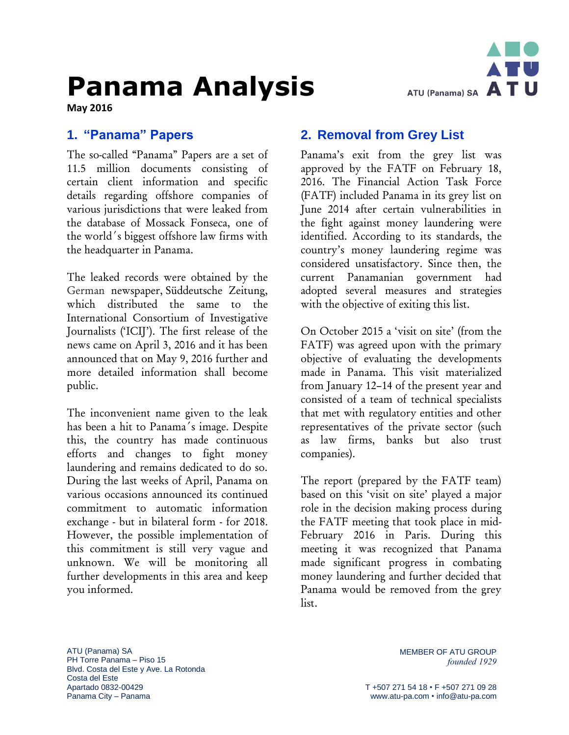# Panama Analysis

ATU (Panama) SA

**May 2016**

## 1. "Panama" Papers

The so-called "Panama" Papers are a set of 11.5 million documents consisting of certain client information and specific details regarding offshore companies of various jurisdictions that were leaked from the database of Mossack Fonseca, one of the world´s biggest offshore law firms with the headquarter in Panama.

The leaked records were obtained by the German newspaper, Süddeutsche Zeitung, which distributed the same to the International Consortium of Investigative Journalists ('ICIJ'). The first release of the news came on April 3, 2016 and it has been announced that on May 9, 2016 further and more detailed information shall become public.

The inconvenient name given to the leak has been a hit to Panama´s image. Despite this, the country has made continuous efforts and changes to fight money laundering and remains dedicated to do so. During the last weeks of April, Panama on various occasions announced its continued commitment to automatic information exchange - but in bilateral form - for 2018. However, the possible implementation of this commitment is still very vague and unknown. We will be monitoring all further developments in this area and keep you informed.

## 2. Removal from Grey List

Panama's exit from the grey list was approved by the FATF on February 18, 2016. The Financial Action Task Force (FATF) included Panama in its grey list on June 2014 after certain vulnerabilities in the fight against money laundering were identified. According to its standards, the country's money laundering regime was considered unsatisfactory. Since then, the current Panamanian government had adopted several measures and strategies with the objective of exiting this list.

On October 2015 a 'visit on site' (from the FATF) was agreed upon with the primary objective of evaluating the developments made in Panama. This visit materialized from January 12–14 of the present year and consisted of a team of technical specialists that met with regulatory entities and other representatives of the private sector (such as law firms, banks but also trust companies).

The report (prepared by the FATF team) based on this 'visit on site' played a major role in the decision making process during the FATF meeting that took place in mid-February 2016 in Paris. During this meeting it was recognized that Panama made significant progress in combating money laundering and further decided that Panama would be removed from the grey list.

ATU (Panama) SA
PH Torre Panama – Piso 15
Blvd. Costa del Este y Ave. La Rotonda
Costa del Este
Apartado 0832-00429
Panama City – Panama

MEMBER OF ATU GROUP
*founded 1929*

T +507 271 54 18 • F +507 271 09 28
www.atu-pa.com • info@atu-pa.com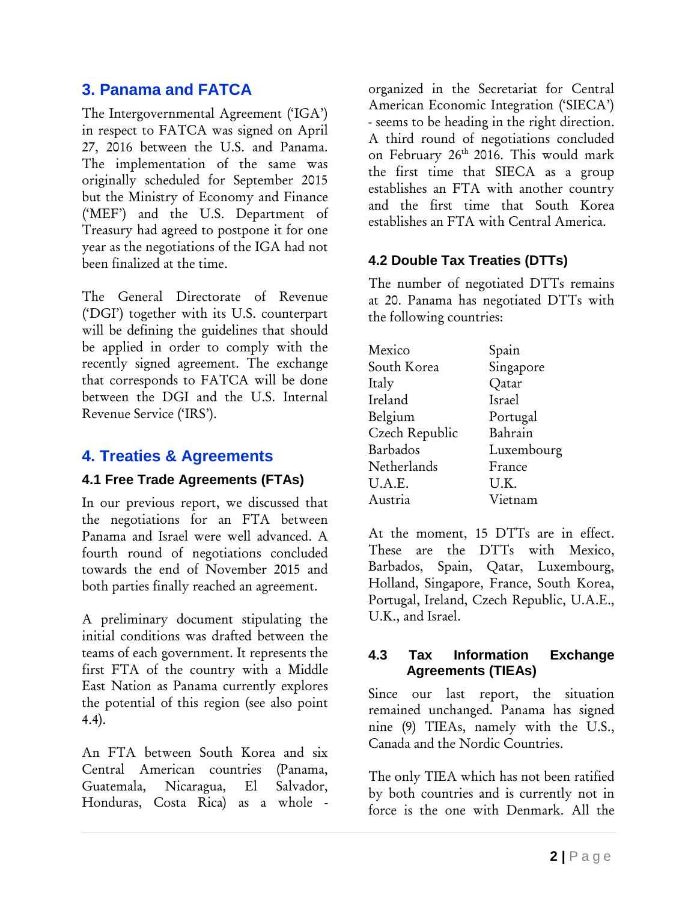## 3. Panama and FATCA

The Intergovernmental Agreement ('IGA') in respect to FATCA was signed on April 27, 2016 between the U.S. and Panama. The implementation of the same was originally scheduled for September 2015 but the Ministry of Economy and Finance ('MEF') and the U.S. Department of Treasury had agreed to postpone it for one year as the negotiations of the IGA had not been finalized at the time.

The General Directorate of Revenue ('DGI') together with its U.S. counterpart will be defining the guidelines that should be applied in order to comply with the recently signed agreement. The exchange that corresponds to FATCA will be done between the DGI and the U.S. Internal Revenue Service ('IRS').

## 4. Treaties & Agreements

### 4.1 Free Trade Agreements (FTAs)

In our previous report, we discussed that the negotiations for an FTA between Panama and Israel were well advanced. A fourth round of negotiations concluded towards the end of November 2015 and both parties finally reached an agreement.

A preliminary document stipulating the initial conditions was drafted between the teams of each government. It represents the first FTA of the country with a Middle East Nation as Panama currently explores the potential of this region (see also point 4.4).

An FTA between South Korea and six Central American countries (Panama, Guatemala, Nicaragua, El Salvador, Honduras, Costa Rica) as a whole - organized in the Secretariat for Central American Economic Integration ('SIECA') - seems to be heading in the right direction. A third round of negotiations concluded on February 26th 2016. This would mark the first time that SIECA as a group establishes an FTA with another country and the first time that South Korea establishes an FTA with Central America.

### 4.2 Double Tax Treaties (DTTs)

The number of negotiated DTTs remains at 20. Panama has negotiated DTTs with the following countries:

| | |
|---|---|
| Mexico | Spain |
| South Korea | Singapore |
| Italy | Qatar |
| Ireland | Israel |
| Belgium | Portugal |
| Czech Republic | Bahrain |
| Barbados | Luxembourg |
| Netherlands | France |
| U.A.E. | U.K. |
| Austria | Vietnam |

At the moment, 15 DTTs are in effect. These are the DTTs with Mexico, Barbados, Spain, Qatar, Luxembourg, Holland, Singapore, France, South Korea, Portugal, Ireland, Czech Republic, U.A.E., U.K., and Israel.

### 4.3 Tax Information Exchange Agreements (TIEAs)

Since our last report, the situation remained unchanged. Panama has signed nine (9) TIEAs, namely with the U.S., Canada and the Nordic Countries.

The only TIEA which has not been ratified by both countries and is currently not in force is the one with Denmark. All the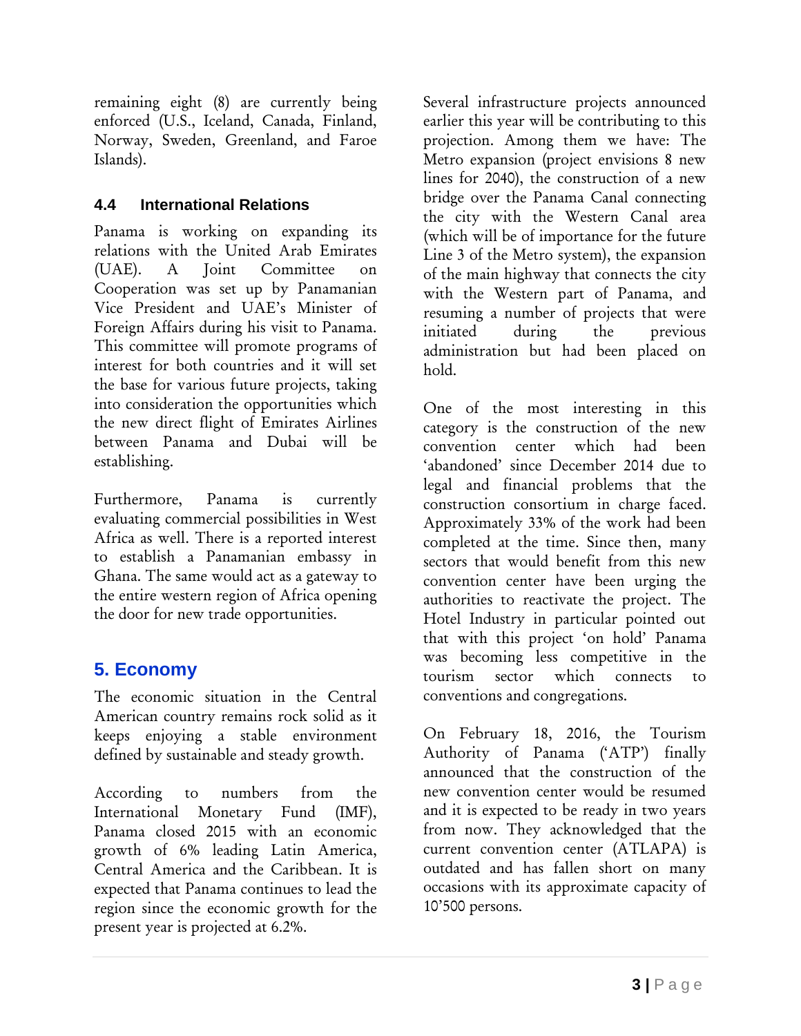remaining eight (8) are currently being enforced (U.S., Iceland, Canada, Finland, Norway, Sweden, Greenland, and Faroe Islands).

### 4.4 International Relations

Panama is working on expanding its relations with the United Arab Emirates (UAE). A Joint Committee on Cooperation was set up by Panamanian Vice President and UAE's Minister of Foreign Affairs during his visit to Panama. This committee will promote programs of interest for both countries and it will set the base for various future projects, taking into consideration the opportunities which the new direct flight of Emirates Airlines between Panama and Dubai will be establishing.

Furthermore, Panama is currently evaluating commercial possibilities in West Africa as well. There is a reported interest to establish a Panamanian embassy in Ghana. The same would act as a gateway to the entire western region of Africa opening the door for new trade opportunities.

## 5. Economy

The economic situation in the Central American country remains rock solid as it keeps enjoying a stable environment defined by sustainable and steady growth.

According to numbers from the International Monetary Fund (IMF), Panama closed 2015 with an economic growth of 6% leading Latin America, Central America and the Caribbean. It is expected that Panama continues to lead the region since the economic growth for the present year is projected at 6.2%.

Several infrastructure projects announced earlier this year will be contributing to this projection. Among them we have: The Metro expansion (project envisions 8 new lines for 2040), the construction of a new bridge over the Panama Canal connecting the city with the Western Canal area (which will be of importance for the future Line 3 of the Metro system), the expansion of the main highway that connects the city with the Western part of Panama, and resuming a number of projects that were initiated during the previous administration but had been placed on hold.

One of the most interesting in this category is the construction of the new convention center which had been 'abandoned' since December 2014 due to legal and financial problems that the construction consortium in charge faced. Approximately 33% of the work had been completed at the time. Since then, many sectors that would benefit from this new convention center have been urging the authorities to reactivate the project. The Hotel Industry in particular pointed out that with this project 'on hold' Panama was becoming less competitive in the tourism sector which connects to conventions and congregations.

On February 18, 2016, the Tourism Authority of Panama ('ATP') finally announced that the construction of the new convention center would be resumed and it is expected to be ready in two years from now. They acknowledged that the current convention center (ATLAPA) is outdated and has fallen short on many occasions with its approximate capacity of 10'500 persons.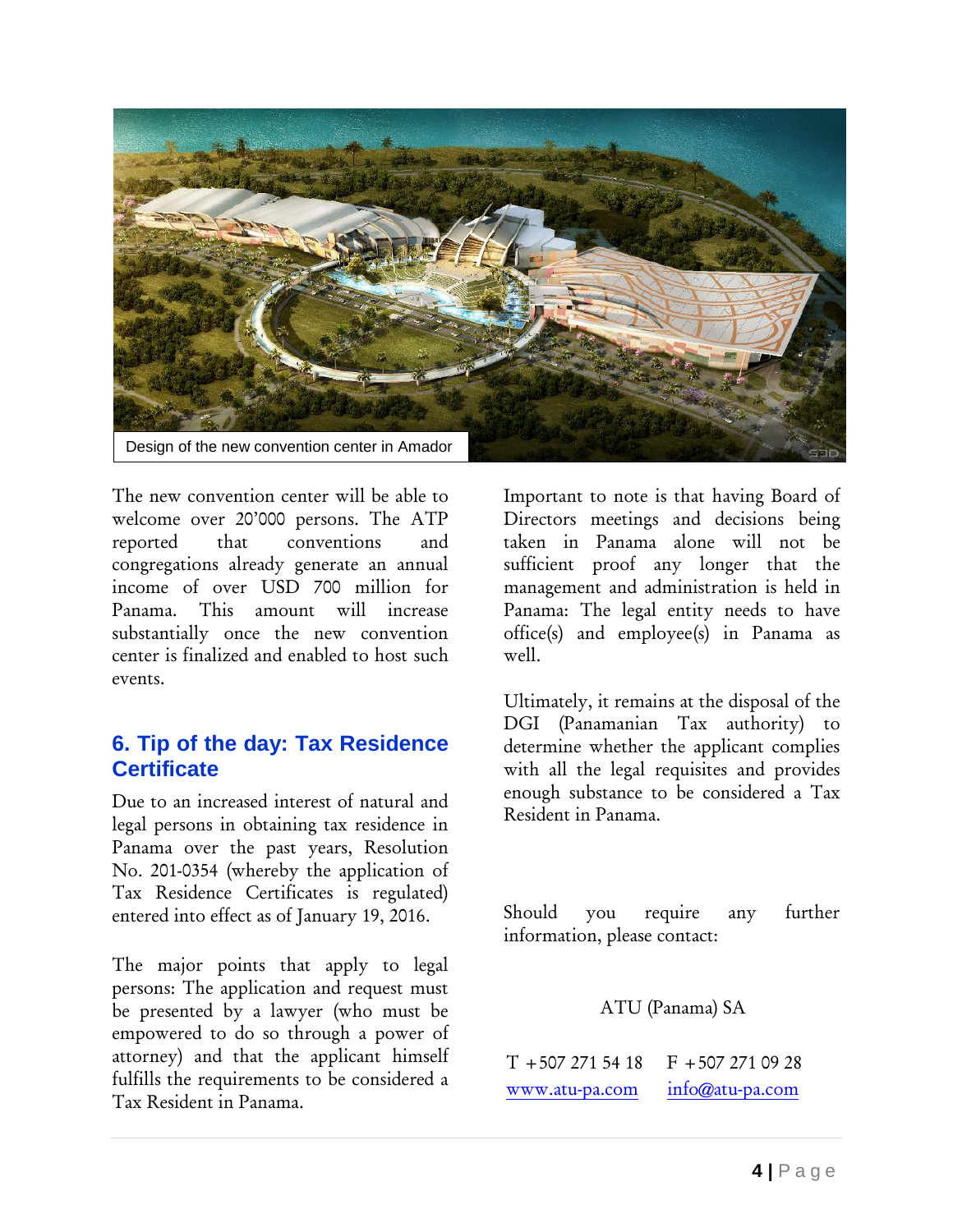Design of the new convention center in Amador

The new convention center will be able to welcome over 20'000 persons. The ATP reported that conventions and congregations already generate an annual income of over USD 700 million for Panama. This amount will increase substantially once the new convention center is finalized and enabled to host such events.

## 6. Tip of the day: Tax Residence Certificate

Due to an increased interest of natural and legal persons in obtaining tax residence in Panama over the past years, Resolution No. 201-0354 (whereby the application of Tax Residence Certificates is regulated) entered into effect as of January 19, 2016.

The major points that apply to legal persons: The application and request must be presented by a lawyer (who must be empowered to do so through a power of attorney) and that the applicant himself fulfills the requirements to be considered a Tax Resident in Panama.

Important to note is that having Board of Directors meetings and decisions being taken in Panama alone will not be sufficient proof any longer that the management and administration is held in Panama: The legal entity needs to have office(s) and employee(s) in Panama as well.

Ultimately, it remains at the disposal of the DGI (Panamanian Tax authority) to determine whether the applicant complies with all the legal requisites and provides enough substance to be considered a Tax Resident in Panama.

Should you require any further information, please contact:

ATU (Panama) SA

T +507 271 54 18 F +507 271 09 28
www.atu-pa.com info@atu-pa.com